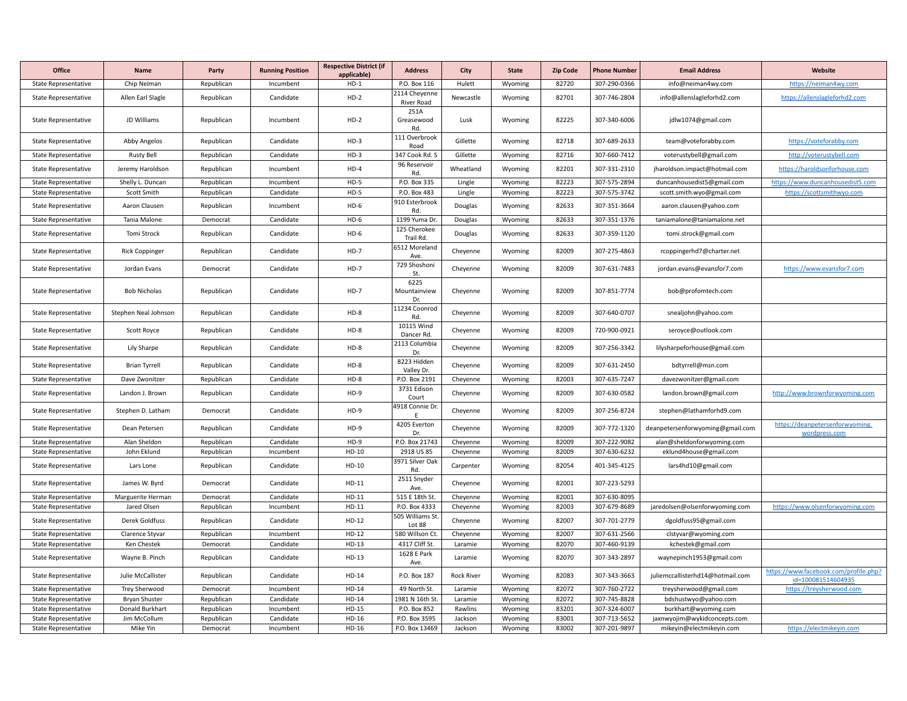| Office | Name | Party | Running Position | Respective District (if applicable) | Address | City | State | Zip Code | Phone Number | Email Address | Website |
|---|---|---|---|---|---|---|---|---|---|---|---|
| State Representative | Chip Neiman | Republican | Incumbent | HD-1 | P.O. Box 116 | Hulett | Wyoming | 82720 | 307-290-0366 | info@neiman4wy.com | https://neiman4wy.com |
| State Representative | Allen Earl Slagle | Republican | Candidate | HD-2 | 2114 Cheyenne River Road | Newcastle | Wyoming | 82701 | 307-746-2804 | info@allenslagleforhd2.com | https://allenslagleforhd2.com |
| State Representative | JD Williams | Republican | Incumbent | HD-2 | 251A Greasewood Rd. | Lusk | Wyoming | 82225 | 307-340-6006 | jdlw1074@gmail.com | |
| State Representative | Abby Angelos | Republican | Candidate | HD-3 | 111 Overbrook Road | Gillette | Wyoming | 82718 | 307-689-2633 | team@voteforabby.com | https://voteforabby.com |
| State Representative | Rusty Bell | Republican | Candidate | HD-3 | 347 Cook Rd. S | Gillette | Wyoming | 82716 | 307-660-7412 | voterustybell@gmail.com | http://voterustybell.com |
| State Representative | Jeremy Haroldson | Republican | Incumbent | HD-4 | 96 Reservoir Rd. | Wheatland | Wyoming | 82201 | 307-331-2310 | jharoldson.impact@hotmail.com | https://haroldsonforhouse.com |
| State Representative | Shelly L. Duncan | Republican | Incumbent | HD-5 | P.O. Box 335 | Lingle | Wyoming | 82223 | 307-575-2894 | duncanhousedist5@gmail.com | https://www.duncanhousedist5.com |
| State Representative | Scott Smith | Republican | Candidate | HD-5 | P.O. Box 483 | Lingle | Wyoming | 82223 | 307-575-3742 | scott.smith.wyo@gmail.com | https://scottsmithwyo.com |
| State Representative | Aaron Clausen | Republican | Incumbent | HD-6 | 910 Esterbrook Rd. | Douglas | Wyoming | 82633 | 307-351-3664 | aaron.clausen@yahoo.com | |
| State Representative | Tania Malone | Democrat | Candidate | HD-6 | 1199 Yuma Dr. | Douglas | Wyoming | 82633 | 307-351-1376 | taniamalone@taniamalone.net | |
| State Representative | Tomi Strock | Republican | Candidate | HD-6 | 125 Cherokee Trail Rd. | Douglas | Wyoming | 82633 | 307-359-1120 | tomi.strock@gmail.com | |
| State Representative | Rick Coppinger | Republican | Candidate | HD-7 | 6512 Moreland Ave. | Cheyenne | Wyoming | 82009 | 307-275-4863 | rcoppingerhd7@charter.net | |
| State Representative | Jordan Evans | Democrat | Candidate | HD-7 | 729 Shoshoni St. | Cheyenne | Wyoming | 82009 | 307-631-7483 | jordan.evans@evansfor7.com | https://www.evansfor7.com |
| State Representative | Bob Nicholas | Republican | Candidate | HD-7 | 6225 Mountainview Dr. | Cheyenne | Wyoming | 82009 | 307-851-7774 | bob@profomtech.com | |
| State Representative | Stephen Neal Johnson | Republican | Candidate | HD-8 | 11234 Coonrod Rd. | Cheyenne | Wyoming | 82009 | 307-640-0707 | snealjohn@yahoo.com | |
| State Representative | Scott Royce | Republican | Candidate | HD-8 | 10115 Wind Dancer Rd. | Cheyenne | Wyoming | 82009 | 720-900-0921 | seroyce@outlook.com | |
| State Representative | Lily Sharpe | Republican | Candidate | HD-8 | 2113 Columbia Dr. | Cheyenne | Wyoming | 82009 | 307-256-3342 | lilysharpeforhouse@gmail.com | |
| State Representative | Brian Tyrrell | Republican | Candidate | HD-8 | 8223 Hidden Valley Dr. | Cheyenne | Wyoming | 82009 | 307-631-2450 | bdtyrrell@msn.com | |
| State Representative | Dave Zwonitzer | Republican | Candidate | HD-8 | P.O. Box 2191 | Cheyenne | Wyoming | 82003 | 307-635-7247 | davezwonitzer@gmail.com | |
| State Representative | Landon J. Brown | Republican | Candidate | HD-9 | 3731 Edison Court | Cheyenne | Wyoming | 82009 | 307-630-0582 | landon.brown@gmail.com | http://www.brownforwyoming.com |
| State Representative | Stephen D. Latham | Democrat | Candidate | HD-9 | 4918 Connie Dr. E | Cheyenne | Wyoming | 82009 | 307-256-8724 | stephen@lathamforhd9.com | |
| State Representative | Dean Petersen | Republican | Candidate | HD-9 | 4205 Everton Dr. | Cheyenne | Wyoming | 82009 | 307-772-1320 | deanpetersenforwyoming@gmail.com | https://deanpetersenforwyoming.wordpress.com |
| State Representative | Alan Sheldon | Republican | Candidate | HD-9 | P.O. Box 21743 | Cheyenne | Wyoming | 82009 | 307-222-9082 | alan@sheldonforwyoming.com | |
| State Representative | John Eklund | Republican | Incumbent | HD-10 | 2918 US 85 | Cheyenne | Wyoming | 82009 | 307-630-6232 | eklund4house@gmail.com | |
| State Representative | Lars Lone | Republican | Candidate | HD-10 | 3971 Silver Oak Rd. | Carpenter | Wyoming | 82054 | 401-345-4125 | lars4hd10@gmail.com | |
| State Representative | James W. Byrd | Democrat | Candidate | HD-11 | 2511 Snyder Ave. | Cheyenne | Wyoming | 82001 | 307-223-5293 | | |
| State Representative | Marguerite Herman | Democrat | Candidate | HD-11 | 515 E 18th St. | Cheyenne | Wyoming | 82001 | 307-630-8095 | | |
| State Representative | Jared Olsen | Republican | Incumbent | HD-11 | P.O. Box 4333 | Cheyenne | Wyoming | 82003 | 307-679-8689 | jaredolsen@olsenforwyoming.com | https://www.olsenforwyoming.com |
| State Representative | Derek Goldfuss | Republican | Candidate | HD-12 | 505 Williams St. Lot 88 | Cheyenne | Wyoming | 82007 | 307-701-2779 | dgoldfuss95@gmail.com | |
| State Representative | Clarence Styvar | Republican | Incumbent | HD-12 | 580 Willson Ct. | Cheyenne | Wyoming | 82007 | 307-631-2566 | clstyvar@wyoming.com | |
| State Representative | Ken Chestek | Democrat | Candidate | HD-13 | 4317 Cliff St. | Laramie | Wyoming | 82070 | 307-460-9139 | kchestek@gmail.com | |
| State Representative | Wayne B. Pinch | Republican | Candidate | HD-13 | 1628 E Park Ave. | Laramie | Wyoming | 82070 | 307-343-2897 | waynepinch1953@gmail.com | |
| State Representative | Julie McCallister | Republican | Candidate | HD-14 | P.O. Box 187 | Rock River | Wyoming | 82083 | 307-343-3663 | juliemccallisterhd14@hotmail.com | https://www.facebook.com/profile.php?id=100081514604935 |
| State Representative | Trey Sherwood | Democrat | Incumbent | HD-14 | 49 North St. | Laramie | Wyoming | 82072 | 307-760-2722 | treysherwood@gmail.com | https://treysherwood.com |
| State Representative | Bryan Shuster | Republican | Candidate | HD-14 | 1981 N 16th St. | Laramie | Wyoming | 82072 | 307-745-8828 | bdshustwyo@yahoo.com | |
| State Representative | Donald Burkhart | Republican | Incumbent | HD-15 | P.O. Box 852 | Rawlins | Wyoming | 83201 | 307-324-6007 | burkhart@wyoming.com | |
| State Representative | Jim McCollum | Republican | Candidate | HD-16 | P.O. Box 3595 | Jackson | Wyoming | 83001 | 307-713-5652 | jaxnwyojim@wykidconcepts.com | |
| State Representative | Mike Yin | Democrat | Incumbent | HD-16 | P.O. Box 13469 | Jackson | Wyoming | 83002 | 307-201-9897 | mikeyin@electmikeyin.com | https://electmikeyin.com |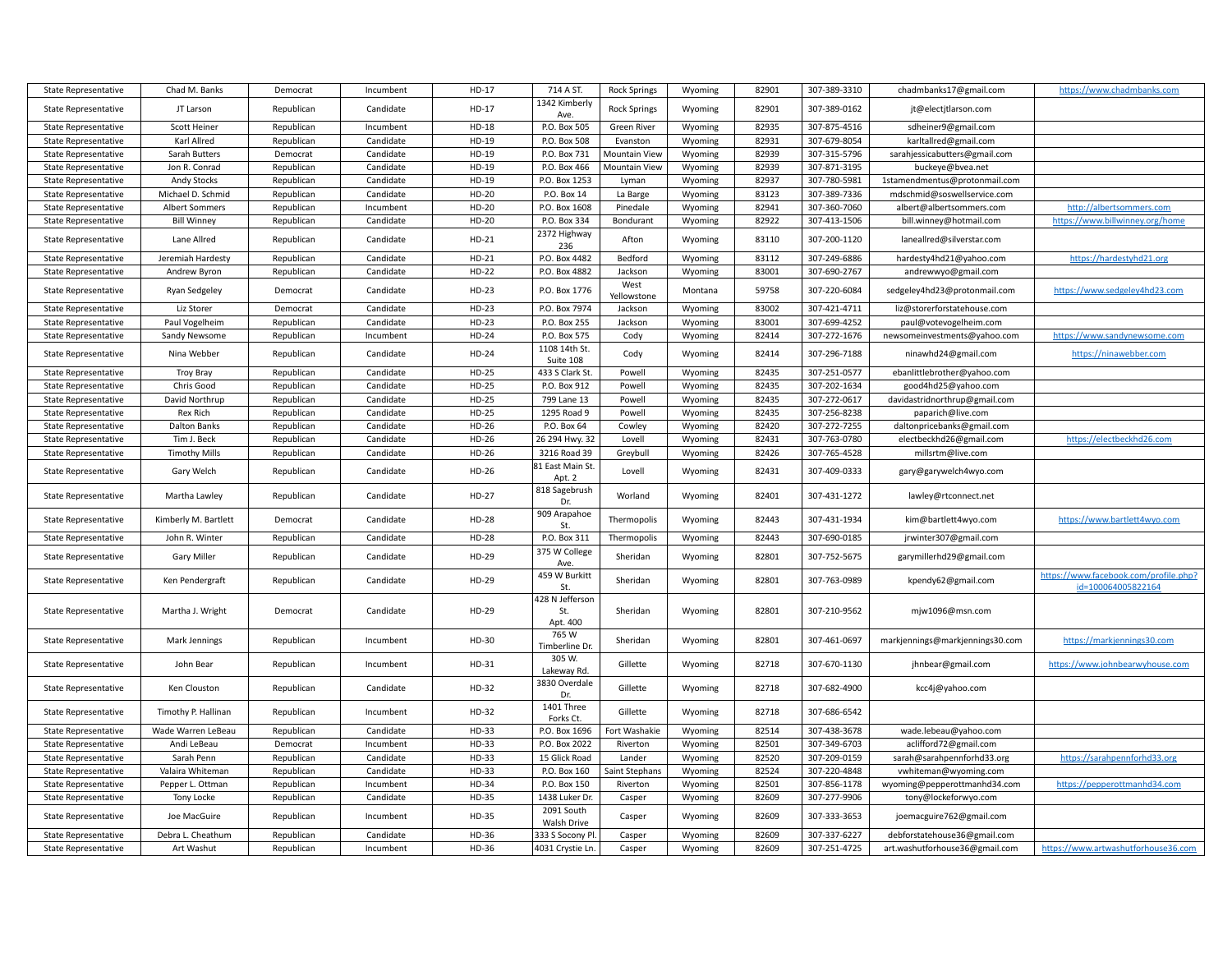| State Representative | Chad M. Banks | Democrat | Incumbent | HD-17 | 714 A ST. | Rock Springs | Wyoming | 82901 | 307-389-3310 | chadmbanks17@gmail.com | https://www.chadmbanks.com |
|---|---|---|---|---|---|---|---|---|---|---|---|
| State Representative | JT Larson | Republican | Candidate | HD-17 | 1342 Kimberly Ave. | Rock Springs | Wyoming | 82901 | 307-389-0162 | jt@electjtlarson.com | |
| State Representative | Scott Heiner | Republican | Incumbent | HD-18 | P.O. Box 505 | Green River | Wyoming | 82935 | 307-875-4516 | sdheiner9@gmail.com | |
| State Representative | Karl Allred | Republican | Candidate | HD-19 | P.O. Box 508 | Evanston | Wyoming | 82931 | 307-679-8054 | karltallred@gmail.com | |
| State Representative | Sarah Butters | Democrat | Candidate | HD-19 | P.O. Box 731 | Mountain View | Wyoming | 82939 | 307-315-5796 | sarahjessicabutters@gmail.com | |
| State Representative | Jon R. Conrad | Republican | Candidate | HD-19 | P.O. Box 466 | Mountain View | Wyoming | 82939 | 307-871-3195 | buckeye@bvea.net | |
| State Representative | Andy Stocks | Republican | Candidate | HD-19 | P.O. Box 1253 | Lyman | Wyoming | 82937 | 307-780-5981 | 1stamendmentus@protonmail.com | |
| State Representative | Michael D. Schmid | Republican | Candidate | HD-20 | P.O. Box 14 | La Barge | Wyoming | 83123 | 307-389-7336 | mdschmid@soswellservice.com | |
| State Representative | Albert Sommers | Republican | Incumbent | HD-20 | P.O. Box 1608 | Pinedale | Wyoming | 82941 | 307-360-7060 | albert@albertsommers.com | http://albertsommers.com |
| State Representative | Bill Winney | Republican | Candidate | HD-20 | P.O. Box 334 | Bondurant | Wyoming | 82922 | 307-413-1506 | bill.winney@hotmail.com | https://www.billwinney.org/home |
| State Representative | Lane Allred | Republican | Candidate | HD-21 | 2372 Highway 236 | Afton | Wyoming | 83110 | 307-200-1120 | laneallred@silverstar.com | |
| State Representative | Jeremiah Hardesty | Republican | Candidate | HD-21 | P.O. Box 4482 | Bedford | Wyoming | 83112 | 307-249-6886 | hardesty4hd21@yahoo.com | https://hardestyhd21.org |
| State Representative | Andrew Byron | Republican | Candidate | HD-22 | P.O. Box 4882 | Jackson | Wyoming | 83001 | 307-690-2767 | andrewwyo@gmail.com | |
| State Representative | Ryan Sedgeley | Democrat | Candidate | HD-23 | P.O. Box 1776 | West Yellowstone | Montana | 59758 | 307-220-6084 | sedgeley4hd23@protonmail.com | https://www.sedgeley4hd23.com |
| State Representative | Liz Storer | Democrat | Candidate | HD-23 | P.O. Box 7974 | Jackson | Wyoming | 83002 | 307-421-4711 | liz@storerforstatehouse.com | |
| State Representative | Paul Vogelheim | Republican | Candidate | HD-23 | P.O. Box 255 | Jackson | Wyoming | 83001 | 307-699-4252 | paul@votevogelheim.com | |
| State Representative | Sandy Newsome | Republican | Incumbent | HD-24 | P.O. Box 575 | Cody | Wyoming | 82414 | 307-272-1676 | newsomeinvestments@yahoo.com | https://www.sandynewsome.com |
| State Representative | Nina Webber | Republican | Candidate | HD-24 | 1108 14th St. Suite 108 | Cody | Wyoming | 82414 | 307-296-7188 | ninawhd24@gmail.com | https://ninawebber.com |
| State Representative | Troy Bray | Republican | Candidate | HD-25 | 433 S Clark St. | Powell | Wyoming | 82435 | 307-251-0577 | ebanlittlebrother@yahoo.com | |
| State Representative | Chris Good | Republican | Candidate | HD-25 | P.O. Box 912 | Powell | Wyoming | 82435 | 307-202-1634 | good4hd25@yahoo.com | |
| State Representative | David Northrup | Republican | Candidate | HD-25 | 799 Lane 13 | Powell | Wyoming | 82435 | 307-272-0617 | davidastridnorthrup@gmail.com | |
| State Representative | Rex Rich | Republican | Candidate | HD-25 | 1295 Road 9 | Powell | Wyoming | 82435 | 307-256-8238 | paparich@live.com | |
| State Representative | Dalton Banks | Republican | Candidate | HD-26 | P.O. Box 64 | Cowley | Wyoming | 82420 | 307-272-7255 | daltonpricebanks@gmail.com | |
| State Representative | Tim J. Beck | Republican | Candidate | HD-26 | 26 294 Hwy. 32 | Lovell | Wyoming | 82431 | 307-763-0780 | electbeckhd26@gmail.com | https://electbeckhd26.com |
| State Representative | Timothy Mills | Republican | Candidate | HD-26 | 3216 Road 39 | Greybull | Wyoming | 82426 | 307-765-4528 | millsrtm@live.com | |
| State Representative | Gary Welch | Republican | Candidate | HD-26 | 81 East Main St. Apt. 2 | Lovell | Wyoming | 82431 | 307-409-0333 | gary@garywelch4wyo.com | |
| State Representative | Martha Lawley | Republican | Candidate | HD-27 | 818 Sagebrush Dr. | Worland | Wyoming | 82401 | 307-431-1272 | lawley@rtconnect.net | |
| State Representative | Kimberly M. Bartlett | Democrat | Candidate | HD-28 | 909 Arapahoe St. | Thermopolis | Wyoming | 82443 | 307-431-1934 | kim@bartlett4wyo.com | https://www.bartlett4wyo.com |
| State Representative | John R. Winter | Republican | Candidate | HD-28 | P.O. Box 311 | Thermopolis | Wyoming | 82443 | 307-690-0185 | jrwinter307@gmail.com | |
| State Representative | Gary Miller | Republican | Candidate | HD-29 | 375 W College Ave. | Sheridan | Wyoming | 82801 | 307-752-5675 | garymillerhd29@gmail.com | |
| State Representative | Ken Pendergraft | Republican | Candidate | HD-29 | 459 W Burkitt St. | Sheridan | Wyoming | 82801 | 307-763-0989 | kpendy62@gmail.com | https://www.facebook.com/profile.php?id=100064005822164 |
| State Representative | Martha J. Wright | Democrat | Candidate | HD-29 | 428 N Jefferson St. Apt. 400 | Sheridan | Wyoming | 82801 | 307-210-9562 | mjw1096@msn.com | |
| State Representative | Mark Jennings | Republican | Incumbent | HD-30 | 765 W Timberline Dr. | Sheridan | Wyoming | 82801 | 307-461-0697 | markjennings@markjennings30.com | https://markjennings30.com |
| State Representative | John Bear | Republican | Incumbent | HD-31 | 305 W. Lakeway Rd. | Gillette | Wyoming | 82718 | 307-670-1130 | jhnbear@gmail.com | https://www.johnbearwyhouse.com |
| State Representative | Ken Clouston | Republican | Candidate | HD-32 | 3830 Overdale Dr. | Gillette | Wyoming | 82718 | 307-682-4900 | kcc4j@yahoo.com | |
| State Representative | Timothy P. Hallinan | Republican | Incumbent | HD-32 | 1401 Three Forks Ct. | Gillette | Wyoming | 82718 | 307-686-6542 | | |
| State Representative | Wade Warren LeBeau | Republican | Candidate | HD-33 | P.O. Box 1696 | Fort Washakie | Wyoming | 82514 | 307-438-3678 | wade.lebeau@yahoo.com | |
| State Representative | Andi LeBeau | Democrat | Incumbent | HD-33 | P.O. Box 2022 | Riverton | Wyoming | 82501 | 307-349-6703 | aclifford72@gmail.com | |
| State Representative | Sarah Penn | Republican | Candidate | HD-33 | 15 Glick Road | Lander | Wyoming | 82520 | 307-209-0159 | sarah@sarahpennforhd33.org | https://sarahpennforhd33.org |
| State Representative | Valaira Whiteman | Republican | Candidate | HD-33 | P.O. Box 160 | Saint Stephans | Wyoming | 82524 | 307-220-4848 | vwhiteman@wyoming.com | |
| State Representative | Pepper L. Ottman | Republican | Incumbent | HD-34 | P.O. Box 150 | Riverton | Wyoming | 82501 | 307-856-1178 | wyoming@pepperottmanhd34.com | https://pepperottmanhd34.com |
| State Representative | Tony Locke | Republican | Candidate | HD-35 | 1438 Luker Dr. | Casper | Wyoming | 82609 | 307-277-9906 | tony@lockeforwyo.com | |
| State Representative | Joe MacGuire | Republican | Incumbent | HD-35 | 2091 South Walsh Drive | Casper | Wyoming | 82609 | 307-333-3653 | joemacguire762@gmail.com | |
| State Representative | Debra L. Cheathum | Republican | Candidate | HD-36 | 333 S Socony Pl. | Casper | Wyoming | 82609 | 307-337-6227 | debforstatehouse36@gmail.com | |
| State Representative | Art Washut | Republican | Incumbent | HD-36 | 4031 Crystie Ln. | Casper | Wyoming | 82609 | 307-251-4725 | art.washutforhouse36@gmail.com | https://www.artwashutforhouse36.com |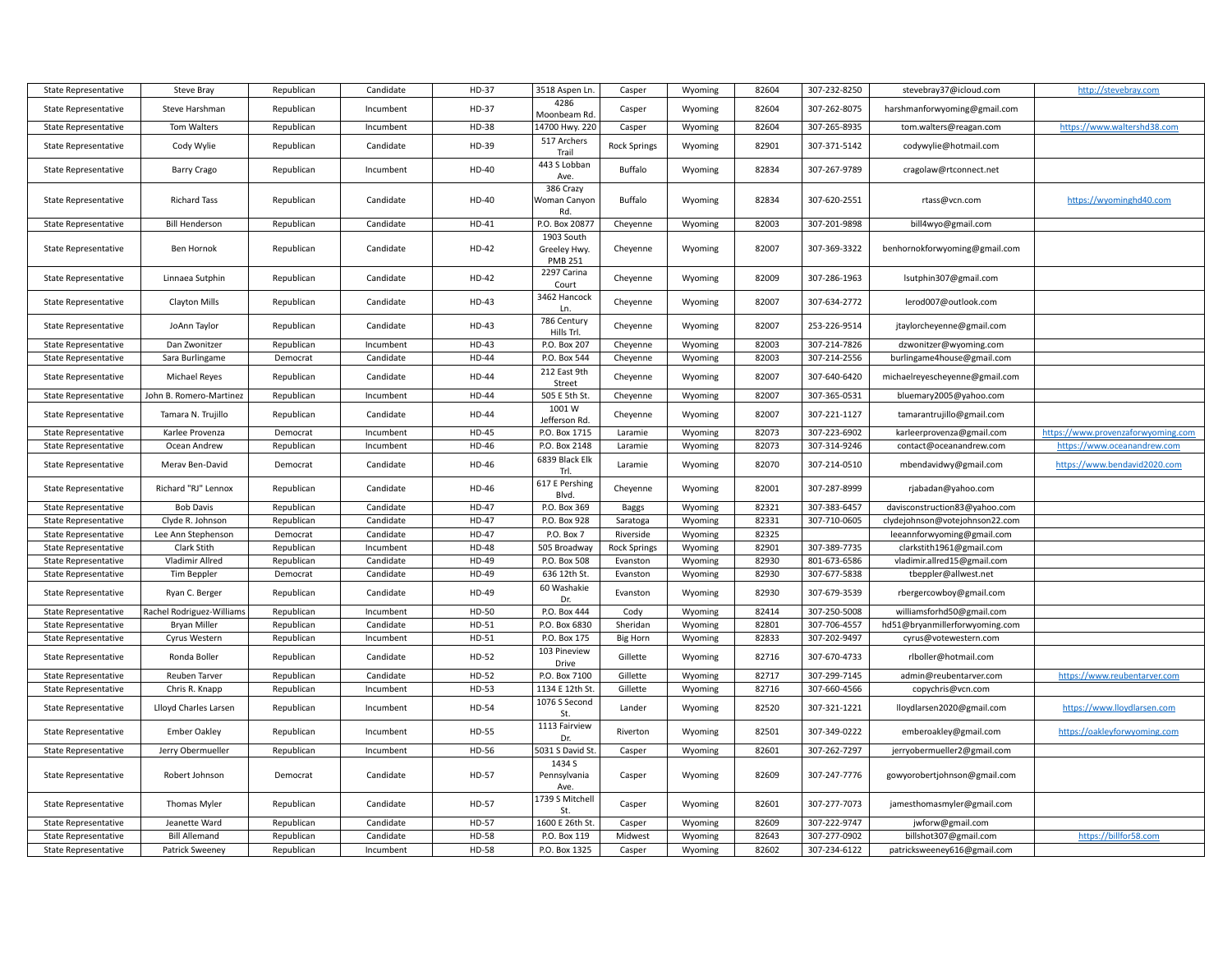| State Representative | Steve Bray | Republican | Candidate | HD-37 | 3518 Aspen Ln. | Casper | Wyoming | 82604 | 307-232-8250 | stevebray37@icloud.com | http://stevebray.com |
|---|---|---|---|---|---|---|---|---|---|---|---|
| State Representative | Steve Harshman | Republican | Incumbent | HD-37 | 4286 Moonbeam Rd. | Casper | Wyoming | 82604 | 307-262-8075 | harshmanforwyoming@gmail.com | |
| State Representative | Tom Walters | Republican | Incumbent | HD-38 | 14700 Hwy. 220 | Casper | Wyoming | 82604 | 307-265-8935 | tom.walters@reagan.com | https://www.waltershd38.com |
| State Representative | Cody Wylie | Republican | Candidate | HD-39 | 517 Archers Trail | Rock Springs | Wyoming | 82901 | 307-371-5142 | codywylie@hotmail.com | |
| State Representative | Barry Crago | Republican | Incumbent | HD-40 | 443 S Lobban Ave. | Buffalo | Wyoming | 82834 | 307-267-9789 | cragolaw@rtconnect.net | |
| State Representative | Richard Tass | Republican | Candidate | HD-40 | 386 Crazy Woman Canyon Rd. | Buffalo | Wyoming | 82834 | 307-620-2551 | rtass@vcn.com | https://wyominghd40.com |
| State Representative | Bill Henderson | Republican | Candidate | HD-41 | P.O. Box 20877 | Cheyenne | Wyoming | 82003 | 307-201-9898 | bill4wyo@gmail.com | |
| State Representative | Ben Hornok | Republican | Candidate | HD-42 | 1903 South Greeley Hwy. PMB 251 | Cheyenne | Wyoming | 82007 | 307-369-3322 | benhornokforwyoming@gmail.com | |
| State Representative | Linnaea Sutphin | Republican | Candidate | HD-42 | 2297 Carina Court | Cheyenne | Wyoming | 82009 | 307-286-1963 | lsutphin307@gmail.com | |
| State Representative | Clayton Mills | Republican | Candidate | HD-43 | 3462 Hancock Ln. | Cheyenne | Wyoming | 82007 | 307-634-2772 | lerod007@outlook.com | |
| State Representative | JoAnn Taylor | Republican | Candidate | HD-43 | 786 Century Hills Trl. | Cheyenne | Wyoming | 82007 | 253-226-9514 | jtaylorcheyenne@gmail.com | |
| State Representative | Dan Zwonitzer | Republican | Incumbent | HD-43 | P.O. Box 207 | Cheyenne | Wyoming | 82003 | 307-214-7826 | dzwonitzer@wyoming.com | |
| State Representative | Sara Burlingame | Democrat | Candidate | HD-44 | P.O. Box 544 | Cheyenne | Wyoming | 82003 | 307-214-2556 | burlingame4house@gmail.com | |
| State Representative | Michael Reyes | Republican | Candidate | HD-44 | 212 East 9th Street | Cheyenne | Wyoming | 82007 | 307-640-6420 | michaelreyescheyenne@gmail.com | |
| State Representative | John B. Romero-Martinez | Republican | Incumbent | HD-44 | 505 E 5th St. | Cheyenne | Wyoming | 82007 | 307-365-0531 | bluemary2005@yahoo.com | |
| State Representative | Tamara N. Trujillo | Republican | Candidate | HD-44 | 1001 W Jefferson Rd. | Cheyenne | Wyoming | 82007 | 307-221-1127 | tamarantrujillo@gmail.com | |
| State Representative | Karlee Provenza | Democrat | Incumbent | HD-45 | P.O. Box 1715 | Laramie | Wyoming | 82073 | 307-223-6902 | karleerprovenza@gmail.com | https://www.provenzaforwyoming.com |
| State Representative | Ocean Andrew | Republican | Incumbent | HD-46 | P.O. Box 2148 | Laramie | Wyoming | 82073 | 307-314-9246 | contact@oceanandrew.com | https://www.oceanandrew.com |
| State Representative | Merav Ben-David | Democrat | Candidate | HD-46 | 6839 Black Elk Trl. | Laramie | Wyoming | 82070 | 307-214-0510 | mbendavidwy@gmail.com | https://www.bendavid2020.com |
| State Representative | Richard "RJ" Lennox | Republican | Candidate | HD-46 | 617 E Pershing Blvd. | Cheyenne | Wyoming | 82001 | 307-287-8999 | rjabadan@yahoo.com | |
| State Representative | Bob Davis | Republican | Candidate | HD-47 | P.O. Box 369 | Baggs | Wyoming | 82321 | 307-383-6457 | davisconstruction83@yahoo.com | |
| State Representative | Clyde R. Johnson | Republican | Candidate | HD-47 | P.O. Box 928 | Saratoga | Wyoming | 82331 | 307-710-0605 | clydejohnson@votejohnson22.com | |
| State Representative | Lee Ann Stephenson | Democrat | Candidate | HD-47 | P.O. Box 7 | Riverside | Wyoming | 82325 | | leeannforwyoming@gmail.com | |
| State Representative | Clark Stith | Republican | Incumbent | HD-48 | 505 Broadway | Rock Springs | Wyoming | 82901 | 307-389-7735 | clarkstith1961@gmail.com | |
| State Representative | Vladimir Allred | Republican | Candidate | HD-49 | P.O. Box 508 | Evanston | Wyoming | 82930 | 801-673-6586 | vladimir.allred15@gmail.com | |
| State Representative | Tim Beppler | Democrat | Candidate | HD-49 | 636 12th St. | Evanston | Wyoming | 82930 | 307-677-5838 | tbeppler@allwest.net | |
| State Representative | Ryan C. Berger | Republican | Candidate | HD-49 | 60 Washakie Dr. | Evanston | Wyoming | 82930 | 307-679-3539 | rbergercowboy@gmail.com | |
| State Representative | Rachel Rodriguez-Williams | Republican | Incumbent | HD-50 | P.O. Box 444 | Cody | Wyoming | 82414 | 307-250-5008 | williamsforhd50@gmail.com | |
| State Representative | Bryan Miller | Republican | Candidate | HD-51 | P.O. Box 6830 | Sheridan | Wyoming | 82801 | 307-706-4557 | hd51@bryanmillerforwyoming.com | |
| State Representative | Cyrus Western | Republican | Incumbent | HD-51 | P.O. Box 175 | Big Horn | Wyoming | 82833 | 307-202-9497 | cyrus@votewestern.com | |
| State Representative | Ronda Boller | Republican | Candidate | HD-52 | 103 Pineview Drive | Gillette | Wyoming | 82716 | 307-670-4733 | rlboller@hotmail.com | |
| State Representative | Reuben Tarver | Republican | Candidate | HD-52 | P.O. Box 7100 | Gillette | Wyoming | 82717 | 307-299-7145 | admin@reubentarver.com | https://www.reubentarver.com |
| State Representative | Chris R. Knapp | Republican | Incumbent | HD-53 | 1134 E 12th St. | Gillette | Wyoming | 82716 | 307-660-4566 | copychris@vcn.com | |
| State Representative | Llloyd Charles Larsen | Republican | Incumbent | HD-54 | 1076 S Second St. | Lander | Wyoming | 82520 | 307-321-1221 | lloydlarsen2020@gmail.com | https://www.lloydlarsen.com |
| State Representative | Ember Oakley | Republican | Incumbent | HD-55 | 1113 Fairview Dr. | Riverton | Wyoming | 82501 | 307-349-0222 | emberoakley@gmail.com | https://oakleyforwyoming.com |
| State Representative | Jerry Obermueller | Republican | Incumbent | HD-56 | 5031 S David St. | Casper | Wyoming | 82601 | 307-262-7297 | jerryobermueller2@gmail.com | |
| State Representative | Robert Johnson | Democrat | Candidate | HD-57 | 1434 S Pennsylvania Ave. | Casper | Wyoming | 82609 | 307-247-7776 | gowyorobertjohnson@gmail.com | |
| State Representative | Thomas Myler | Republican | Candidate | HD-57 | 1739 S Mitchell St. | Casper | Wyoming | 82601 | 307-277-7073 | jamesthomasmyler@gmail.com | |
| State Representative | Jeanette Ward | Republican | Candidate | HD-57 | 1600 E 26th St. | Casper | Wyoming | 82609 | 307-222-9747 | jwforw@gmail.com | |
| State Representative | Bill Allemand | Republican | Candidate | HD-58 | P.O. Box 119 | Midwest | Wyoming | 82643 | 307-277-0902 | billshot307@gmail.com | https://billfor58.com |
| State Representative | Patrick Sweeney | Republican | Incumbent | HD-58 | P.O. Box 1325 | Casper | Wyoming | 82602 | 307-234-6122 | patricksweeney616@gmail.com | |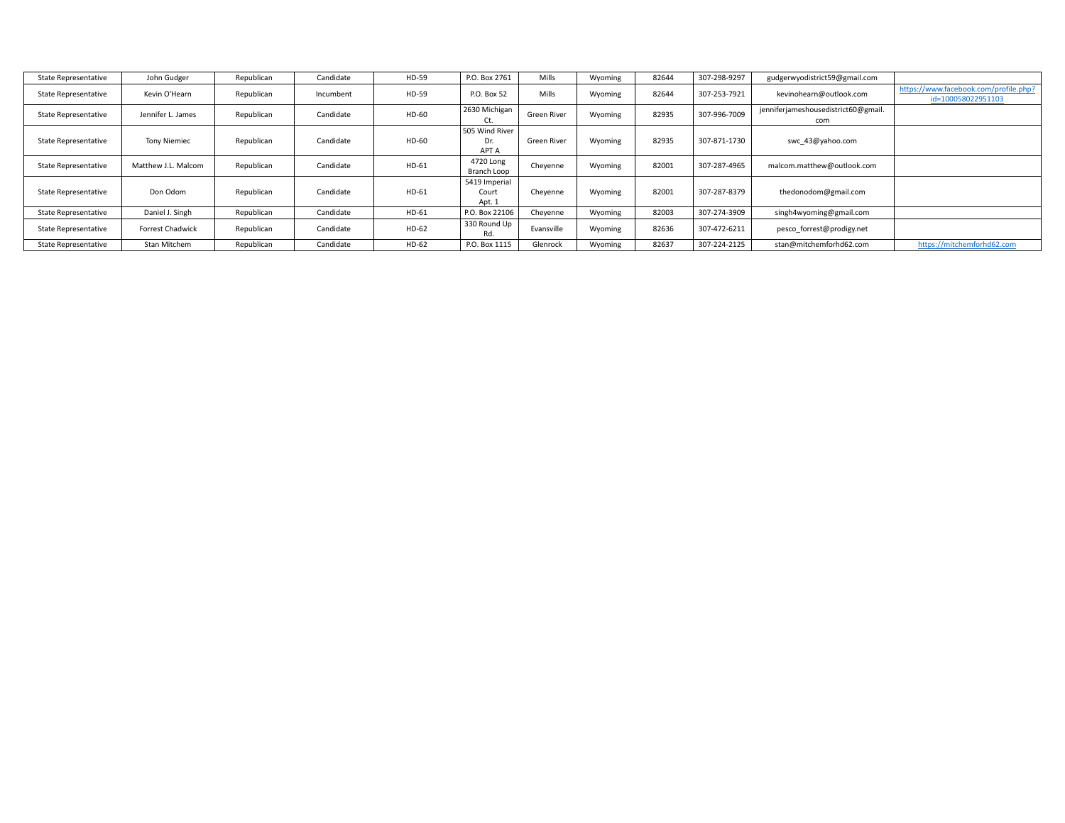| | | | | | | | | | | | |
|---|---|---|---|---|---|---|---|---|---|---|---|
| State Representative | John Gudger | Republican | Candidate | HD-59 | P.O. Box 2761 | Mills | Wyoming | 82644 | 307-298-9297 | gudgerwyodistrict59@gmail.com | |
| State Representative | Kevin O'Hearn | Republican | Incumbent | HD-59 | P.O. Box 52 | Mills | Wyoming | 82644 | 307-253-7921 | kevinohearn@outlook.com | https://www.facebook.com/profile.php?id=100058022951103 |
| State Representative | Jennifer L. James | Republican | Candidate | HD-60 | 2630 Michigan Ct. | Green River | Wyoming | 82935 | 307-996-7009 | jenniferjameshousedistrict60@gmail.com | |
| State Representative | Tony Niemiec | Republican | Candidate | HD-60 | 505 Wind River Dr. APT A | Green River | Wyoming | 82935 | 307-871-1730 | swc_43@yahoo.com | |
| State Representative | Matthew J.L. Malcom | Republican | Candidate | HD-61 | 4720 Long Branch Loop | Cheyenne | Wyoming | 82001 | 307-287-4965 | malcom.matthew@outlook.com | |
| State Representative | Don Odom | Republican | Candidate | HD-61 | 5419 Imperial Court Apt. 1 | Cheyenne | Wyoming | 82001 | 307-287-8379 | thedonodom@gmail.com | |
| State Representative | Daniel J. Singh | Republican | Candidate | HD-61 | P.O. Box 22106 | Cheyenne | Wyoming | 82003 | 307-274-3909 | singh4wyoming@gmail.com | |
| State Representative | Forrest Chadwick | Republican | Candidate | HD-62 | 330 Round Up Rd. | Evansville | Wyoming | 82636 | 307-472-6211 | pesco_forrest@prodigy.net | |
| State Representative | Stan Mitchem | Republican | Candidate | HD-62 | P.O. Box 1115 | Glenrock | Wyoming | 82637 | 307-224-2125 | stan@mitchemforhd62.com | https://mitchemforhd62.com |